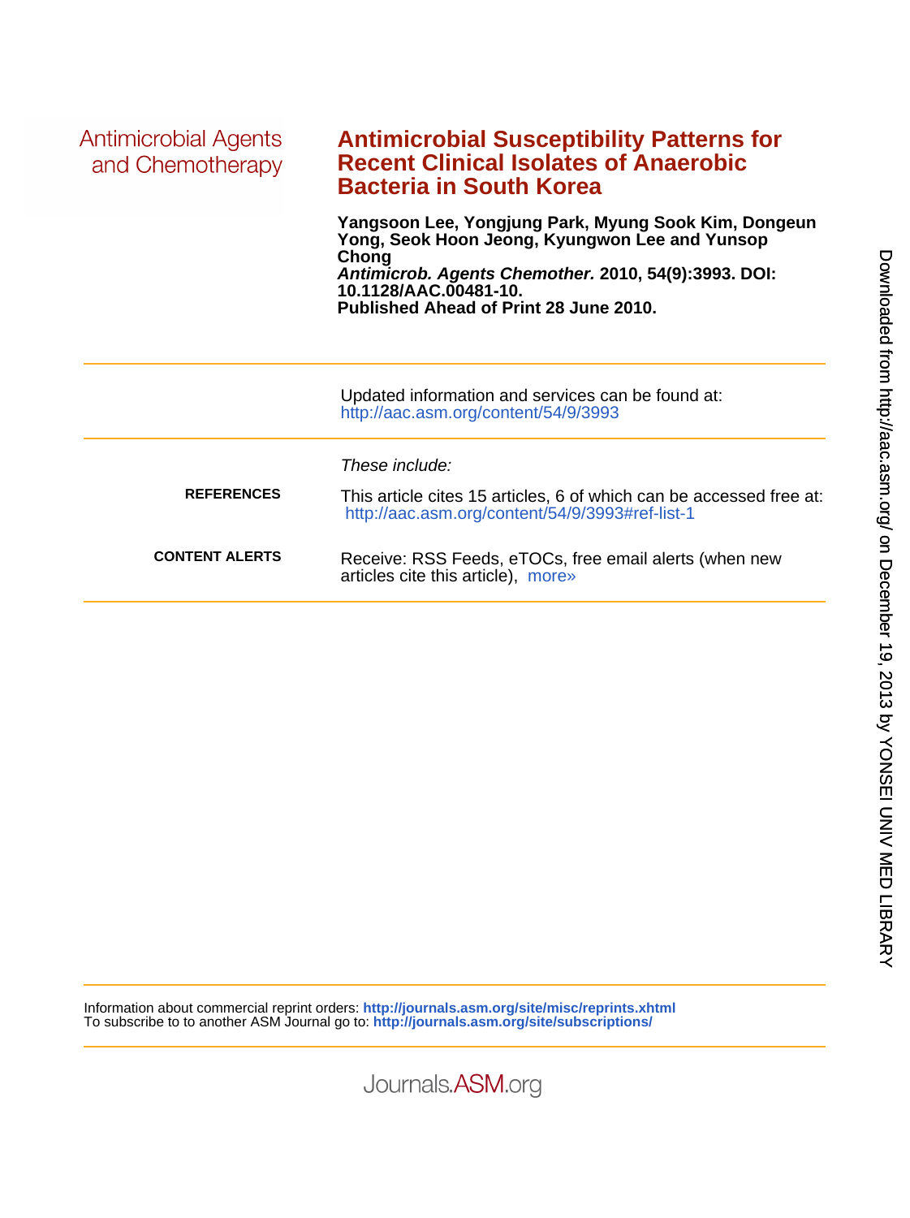Antimicrobial Agents and Chemotherapy

# Antimicrobial Susceptibility Patterns for Recent Clinical Isolates of Anaerobic Bacteria in South Korea

**Yangsoon Lee, Yongjung Park, Myung Sook Kim, Dongeun Yong, Seok Hoon Jeong, Kyungwon Lee and Yunsop Chong**

***Antimicrob. Agents Chemother.*** **2010, 54(9):3993. DOI: 10.1128/AAC.00481-10.**

**Published Ahead of Print 28 June 2010.**

---

Updated information and services can be found at:
http://aac.asm.org/content/54/9/3993

---

*These include:*

**REFERENCES**
This article cites 15 articles, 6 of which can be accessed free at:
http://aac.asm.org/content/54/9/3993#ref-list-1

**CONTENT ALERTS**
Receive: RSS Feeds, eTOCs, free email alerts (when new articles cite this article), more»

---

Information about commercial reprint orders: **http://journals.asm.org/site/misc/reprints.xhtml**
To subscribe to to another ASM Journal go to: **http://journals.asm.org/site/subscriptions/**

Downloaded from http://aac.asm.org/ on December 19, 2013 by YONSEI UNIV MED LIBRARY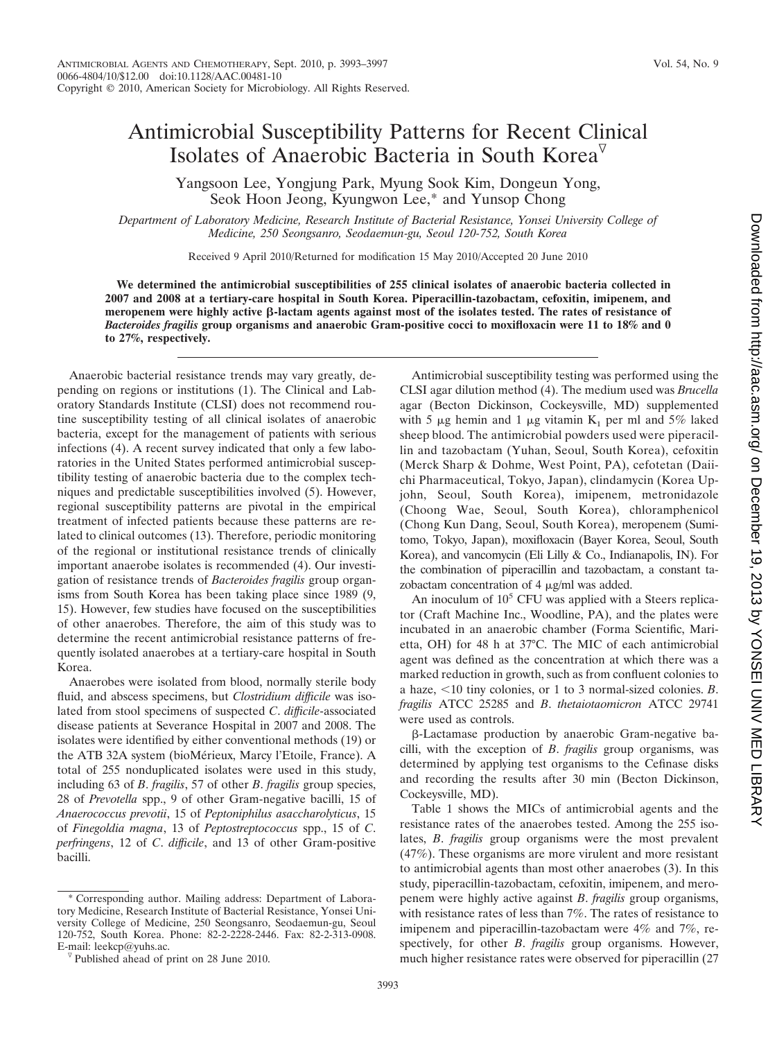# Antimicrobial Susceptibility Patterns for Recent Clinical Isolates of Anaerobic Bacteria in South Korea▿

Yangsoon Lee, Yongjung Park, Myung Sook Kim, Dongeun Yong, Seok Hoon Jeong, Kyungwon Lee,* and Yunsop Chong

*Department of Laboratory Medicine, Research Institute of Bacterial Resistance, Yonsei University College of Medicine, 250 Seongsanro, Seodaemun-gu, Seoul 120-752, South Korea*

Received 9 April 2010/Returned for modification 15 May 2010/Accepted 20 June 2010

**We determined the antimicrobial susceptibilities of 255 clinical isolates of anaerobic bacteria collected in 2007 and 2008 at a tertiary-care hospital in South Korea. Piperacillin-tazobactam, cefoxitin, imipenem, and meropenem were highly active β-lactam agents against most of the isolates tested. The rates of resistance of *Bacteroides fragilis* group organisms and anaerobic Gram-positive cocci to moxifloxacin were 11 to 18% and 0 to 27%, respectively.**

Anaerobic bacterial resistance trends may vary greatly, depending on regions or institutions (1). The Clinical and Laboratory Standards Institute (CLSI) does not recommend routine susceptibility testing of all clinical isolates of anaerobic bacteria, except for the management of patients with serious infections (4). A recent survey indicated that only a few laboratories in the United States performed antimicrobial susceptibility testing of anaerobic bacteria due to the complex techniques and predictable susceptibilities involved (5). However, regional susceptibility patterns are pivotal in the empirical treatment of infected patients because these patterns are related to clinical outcomes (13). Therefore, periodic monitoring of the regional or institutional resistance trends of clinically important anaerobe isolates is recommended (4). Our investigation of resistance trends of *Bacteroides fragilis* group organisms from South Korea has been taking place since 1989 (9, 15). However, few studies have focused on the susceptibilities of other anaerobes. Therefore, the aim of this study was to determine the recent antimicrobial resistance patterns of frequently isolated anaerobes at a tertiary-care hospital in South Korea.

Anaerobes were isolated from blood, normally sterile body fluid, and abscess specimens, but *Clostridium difficile* was isolated from stool specimens of suspected *C. difficile*-associated disease patients at Severance Hospital in 2007 and 2008. The isolates were identified by either conventional methods (19) or the ATB 32A system (bioMérieux, Marcy l'Etoile, France). A total of 255 nonduplicated isolates were used in this study, including 63 of *B. fragilis*, 57 of other *B. fragilis* group species, 28 of *Prevotella* spp., 9 of other Gram-negative bacilli, 15 of *Anaerococcus prevotii*, 15 of *Peptoniphilus asaccharolyticus*, 15 of *Finegoldia magna*, 13 of *Peptostreptococcus* spp., 15 of *C. perfringens*, 12 of *C. difficile*, and 13 of other Gram-positive bacilli.

Antimicrobial susceptibility testing was performed using the CLSI agar dilution method (4). The medium used was *Brucella* agar (Becton Dickinson, Cockeysville, MD) supplemented with 5 μg hemin and 1 μg vitamin $K_1$ per ml and 5% laked sheep blood. The antimicrobial powders used were piperacillin and tazobactam (Yuhan, Seoul, South Korea), cefoxitin (Merck Sharp & Dohme, West Point, PA), cefotetan (Daiichi Pharmaceutical, Tokyo, Japan), clindamycin (Korea Upjohn, Seoul, South Korea), imipenem, metronidazole (Choong Wae, Seoul, South Korea), chloramphenicol (Chong Kun Dang, Seoul, South Korea), meropenem (Sumitomo, Tokyo, Japan), moxifloxacin (Bayer Korea, Seoul, South Korea), and vancomycin (Eli Lilly & Co., Indianapolis, IN). For the combination of piperacillin and tazobactam, a constant tazobactam concentration of 4 μg/ml was added.

An inoculum of $10^5$ CFU was applied with a Steers replicator (Craft Machine Inc., Woodline, PA), and the plates were incubated in an anaerobic chamber (Forma Scientific, Marietta, OH) for 48 h at 37°C. The MIC of each antimicrobial agent was defined as the concentration at which there was a marked reduction in growth, such as from confluent colonies to a haze, <10 tiny colonies, or 1 to 3 normal-sized colonies. *B. fragilis* ATCC 25285 and *B. thetaiotaomicron* ATCC 29741 were used as controls.

β-Lactamase production by anaerobic Gram-negative bacilli, with the exception of *B. fragilis* group organisms, was determined by applying test organisms to the Cefinase disks and recording the results after 30 min (Becton Dickinson, Cockeysville, MD).

Table 1 shows the MICs of antimicrobial agents and the resistance rates of the anaerobes tested. Among the 255 isolates, *B. fragilis* group organisms were the most prevalent (47%). These organisms are more virulent and more resistant to antimicrobial agents than most other anaerobes (3). In this study, piperacillin-tazobactam, cefoxitin, imipenem, and meropenem were highly active against *B. fragilis* group organisms, with resistance rates of less than 7%. The rates of resistance to imipenem and piperacillin-tazobactam were 4% and 7%, respectively, for other *B. fragilis* group organisms. However, much higher resistance rates were observed for piperacillin (27

* Corresponding author. Mailing address: Department of Laboratory Medicine, Research Institute of Bacterial Resistance, Yonsei University College of Medicine, 250 Seongsanro, Seodaemun-gu, Seoul 120-752, South Korea. Phone: 82-2-2228-2446. Fax: 82-2-313-0908. E-mail: leekcp@yuhs.ac.

▿ Published ahead of print on 28 June 2010.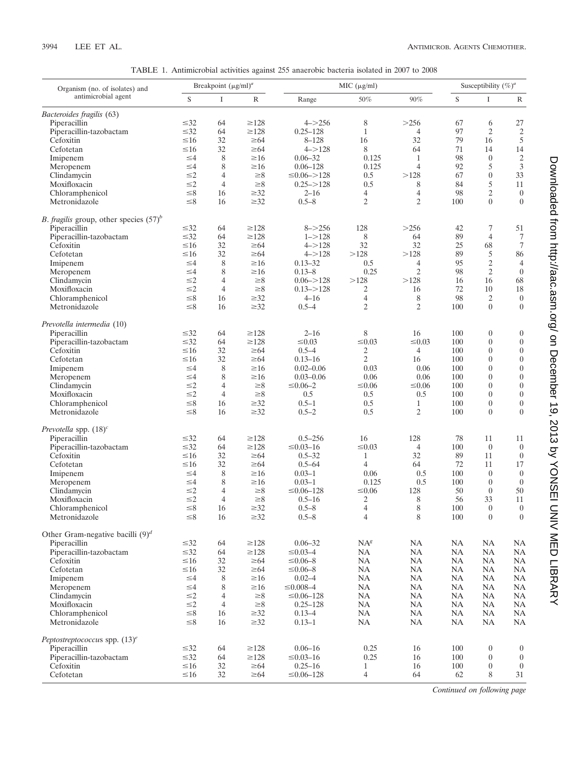TABLE 1. Antimicrobial activities against 255 anaerobic bacteria isolated in 2007 to 2008

| Organism (no. of isolates) and antimicrobial agent | Breakpoint (μg/ml)[a] | | | MIC (μg/ml) | | | Susceptibility (%)[a] | | |
|---|---|---|---|---|---|---|---|---|---|
| | S | I | R | Range | 50% | 90% | S | I | R |
| *Bacteroides fragilis* (63) | | | | | | | | | |
| Piperacillin | ≤32 | 64 | ≥128 | 4–>256 | 8 | >256 | 67 | 6 | 27 |
| Piperacillin-tazobactam | ≤32 | 64 | ≥128 | 0.25–128 | 1 | 4 | 97 | 2 | 2 |
| Cefoxitin | ≤16 | 32 | ≥64 | 8–128 | 16 | 32 | 79 | 16 | 5 |
| Cefotetan | ≤16 | 32 | ≥64 | 4–>128 | 8 | 64 | 71 | 14 | 14 |
| Imipenem | ≤4 | 8 | ≥16 | 0.06–32 | 0.125 | 1 | 98 | 0 | 2 |
| Meropenem | ≤4 | 8 | ≥16 | 0.06–128 | 0.125 | 4 | 92 | 5 | 3 |
| Clindamycin | ≤2 | 4 | ≥8 | ≤0.06–>128 | 0.5 | >128 | 67 | 0 | 33 |
| Moxifloxacin | ≤2 | 4 | ≥8 | 0.25–>128 | 0.5 | 8 | 84 | 5 | 11 |
| Chloramphenicol | ≤8 | 16 | ≥32 | 2–16 | 4 | 4 | 98 | 2 | 0 |
| Metronidazole | ≤8 | 16 | ≥32 | 0.5–8 | 2 | 2 | 100 | 0 | 0 |
| *B. fragilis* group, other species (57)[b] | | | | | | | | | |
| Piperacillin | ≤32 | 64 | ≥128 | 8–>256 | 128 | >256 | 42 | 7 | 51 |
| Piperacillin-tazobactam | ≤32 | 64 | ≥128 | 1–>128 | 8 | 64 | 89 | 4 | 7 |
| Cefoxitin | ≤16 | 32 | ≥64 | 4–>128 | 32 | 32 | 25 | 68 | 7 |
| Cefotetan | ≤16 | 32 | ≥64 | 4–>128 | >128 | >128 | 89 | 5 | 86 |
| Imipenem | ≤4 | 8 | ≥16 | 0.13–32 | 0.5 | 4 | 95 | 2 | 4 |
| Meropenem | ≤4 | 8 | ≥16 | 0.13–8 | 0.25 | 2 | 98 | 2 | 0 |
| Clindamycin | ≤2 | 4 | ≥8 | 0.06–>128 | >128 | >128 | 16 | 16 | 68 |
| Moxifloxacin | ≤2 | 4 | ≥8 | 0.13–>128 | 2 | 16 | 72 | 10 | 18 |
| Chloramphenicol | ≤8 | 16 | ≥32 | 4–16 | 4 | 8 | 98 | 2 | 0 |
| Metronidazole | ≤8 | 16 | ≥32 | 0.5–4 | 2 | 2 | 100 | 0 | 0 |
| *Prevotella intermedia* (10) | | | | | | | | | |
| Piperacillin | ≤32 | 64 | ≥128 | 2–16 | 8 | 16 | 100 | 0 | 0 |
| Piperacillin-tazobactam | ≤32 | 64 | ≥128 | ≤0.03 | ≤0.03 | ≤0.03 | 100 | 0 | 0 |
| Cefoxitin | ≤16 | 32 | ≥64 | 0.5–4 | 2 | 4 | 100 | 0 | 0 |
| Cefotetan | ≤16 | 32 | ≥64 | 0.13–16 | 2 | 16 | 100 | 0 | 0 |
| Imipenem | ≤4 | 8 | ≥16 | 0.02–0.06 | 0.03 | 0.06 | 100 | 0 | 0 |
| Meropenem | ≤4 | 8 | ≥16 | 0.03–0.06 | 0.06 | 0.06 | 100 | 0 | 0 |
| Clindamycin | ≤2 | 4 | ≥8 | ≤0.06–2 | ≤0.06 | ≤0.06 | 100 | 0 | 0 |
| Moxifloxacin | ≤2 | 4 | ≥8 | 0.5 | 0.5 | 0.5 | 100 | 0 | 0 |
| Chloramphenicol | ≤8 | 16 | ≥32 | 0.5–1 | 0.5 | 1 | 100 | 0 | 0 |
| Metronidazole | ≤8 | 16 | ≥32 | 0.5–2 | 0.5 | 2 | 100 | 0 | 0 |
| *Prevotella* spp. (18)[c] | | | | | | | | | |
| Piperacillin | ≤32 | 64 | ≥128 | 0.5–256 | 16 | 128 | 78 | 11 | 11 |
| Piperacillin-tazobactam | ≤32 | 64 | ≥128 | ≤0.03–16 | ≤0.03 | 4 | 100 | 0 | 0 |
| Cefoxitin | ≤16 | 32 | ≥64 | 0.5–32 | 1 | 32 | 89 | 11 | 0 |
| Cefotetan | ≤16 | 32 | ≥64 | 0.5–64 | 4 | 64 | 72 | 11 | 17 |
| Imipenem | ≤4 | 8 | ≥16 | 0.03–1 | 0.06 | 0.5 | 100 | 0 | 0 |
| Meropenem | ≤4 | 8 | ≥16 | 0.03–1 | 0.125 | 0.5 | 100 | 0 | 0 |
| Clindamycin | ≤2 | 4 | ≥8 | ≤0.06–128 | ≤0.06 | 128 | 50 | 0 | 50 |
| Moxifloxacin | ≤2 | 4 | ≥8 | 0.5–16 | 2 | 8 | 56 | 33 | 11 |
| Chloramphenicol | ≤8 | 16 | ≥32 | 0.5–8 | 4 | 8 | 100 | 0 | 0 |
| Metronidazole | ≤8 | 16 | ≥32 | 0.5–8 | 4 | 8 | 100 | 0 | 0 |
| Other Gram-negative bacilli (9)[d] | | | | | | | | | |
| Piperacillin | ≤32 | 64 | ≥128 | 0.06–32 | NA[g] | NA | NA | NA | NA |
| Piperacillin-tazobactam | ≤32 | 64 | ≥128 | ≤0.03–4 | NA | NA | NA | NA | NA |
| Cefoxitin | ≤16 | 32 | ≥64 | ≤0.06–8 | NA | NA | NA | NA | NA |
| Cefotetan | ≤16 | 32 | ≥64 | ≤0.06–8 | NA | NA | NA | NA | NA |
| Imipenem | ≤4 | 8 | ≥16 | 0.02–4 | NA | NA | NA | NA | NA |
| Meropenem | ≤4 | 8 | ≥16 | ≤0.008–4 | NA | NA | NA | NA | NA |
| Clindamycin | ≤2 | 4 | ≥8 | ≤0.06–128 | NA | NA | NA | NA | NA |
| Moxifloxacin | ≤2 | 4 | ≥8 | 0.25–128 | NA | NA | NA | NA | NA |
| Chloramphenicol | ≤8 | 16 | ≥32 | 0.13–4 | NA | NA | NA | NA | NA |
| Metronidazole | ≤8 | 16 | ≥32 | 0.13–1 | NA | NA | NA | NA | NA |
| *Peptostreptococcus* spp. (13)[e] | | | | | | | | | |
| Piperacillin | ≤32 | 64 | ≥128 | 0.06–16 | 0.25 | 16 | 100 | 0 | 0 |
| Piperacillin-tazobactam | ≤32 | 64 | ≥128 | ≤0.03–16 | 0.25 | 16 | 100 | 0 | 0 |
| Cefoxitin | ≤16 | 32 | ≥64 | 0.25–16 | 1 | 16 | 100 | 0 | 0 |
| Cefotetan | ≤16 | 32 | ≥64 | ≤0.06–128 | 4 | 64 | 62 | 8 | 31 |

*Continued on following page*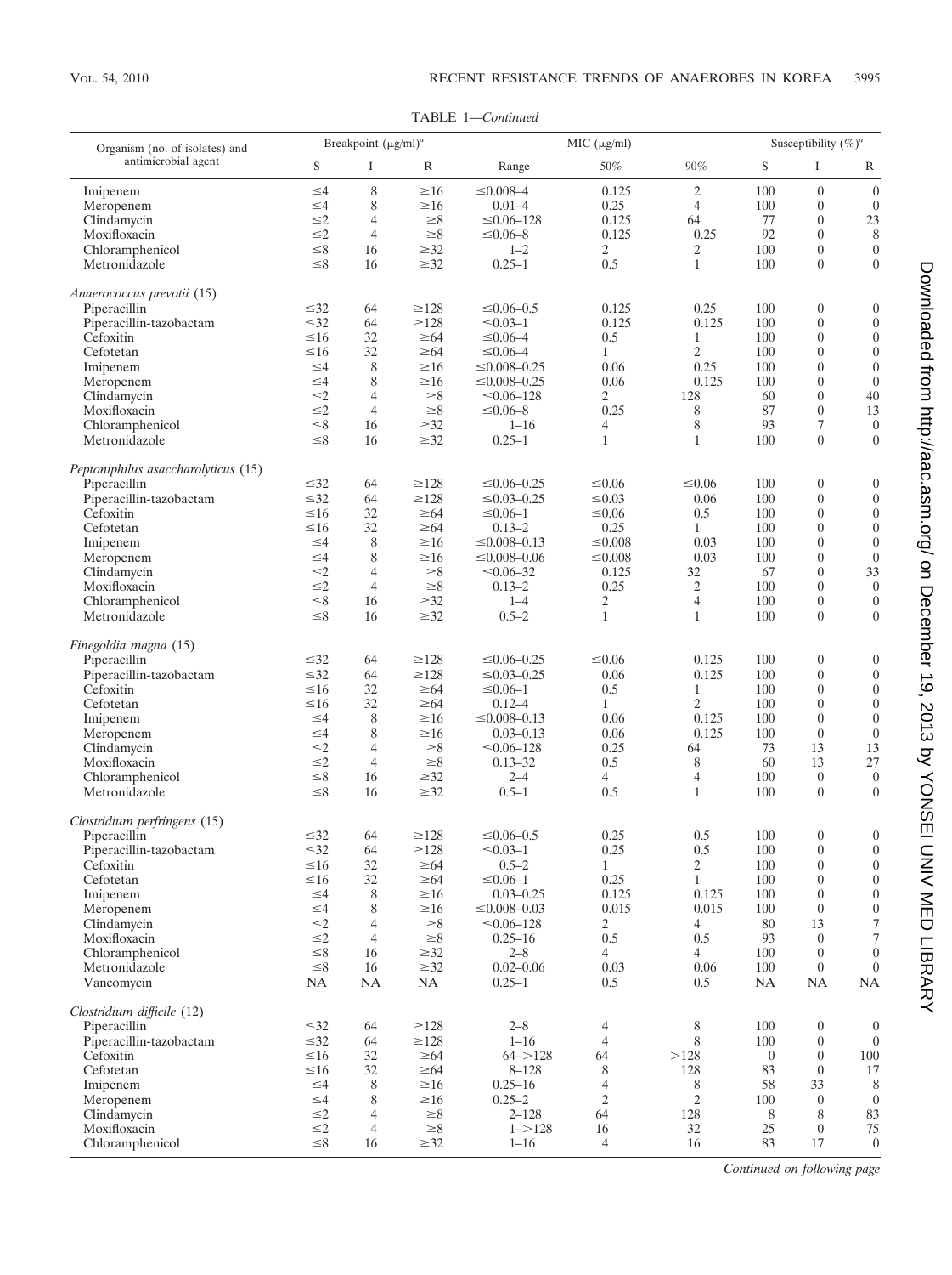TABLE 1—*Continued*

| Organism (no. of isolates) and antimicrobial agent | Breakpoint (μg/ml)[a] | | | MIC (μg/ml) | | | Susceptibility (%)[a] | | |
|---|---|---|---|---|---|---|---|---|---|
| | S | I | R | Range | 50% | 90% | S | I | R |
| Imipenem | ≤4 | 8 | ≥16 | ≤0.008–4 | 0.125 | 2 | 100 | 0 | 0 |
| Meropenem | ≤4 | 8 | ≥16 | 0.01–4 | 0.25 | 4 | 100 | 0 | 0 |
| Clindamycin | ≤2 | 4 | ≥8 | ≤0.06–128 | 0.125 | 64 | 77 | 0 | 23 |
| Moxifloxacin | ≤2 | 4 | ≥8 | ≤0.06–8 | 0.125 | 0.25 | 92 | 0 | 8 |
| Chloramphenicol | ≤8 | 16 | ≥32 | 1–2 | 2 | 2 | 100 | 0 | 0 |
| Metronidazole | ≤8 | 16 | ≥32 | 0.25–1 | 0.5 | 1 | 100 | 0 | 0 |
| *Anaerococcus prevotii* (15) | | | | | | | | | |
| Piperacillin | ≤32 | 64 | ≥128 | ≤0.06–0.5 | 0.125 | 0.25 | 100 | 0 | 0 |
| Piperacillin-tazobactam | ≤32 | 64 | ≥128 | ≤0.03–1 | 0.125 | 0.125 | 100 | 0 | 0 |
| Cefoxitin | ≤16 | 32 | ≥64 | ≤0.06–4 | 0.5 | 1 | 100 | 0 | 0 |
| Cefotetan | ≤16 | 32 | ≥64 | ≤0.06–4 | 1 | 2 | 100 | 0 | 0 |
| Imipenem | ≤4 | 8 | ≥16 | ≤0.008–0.25 | 0.06 | 0.25 | 100 | 0 | 0 |
| Meropenem | ≤4 | 8 | ≥16 | ≤0.008–0.25 | 0.06 | 0.125 | 100 | 0 | 0 |
| Clindamycin | ≤2 | 4 | ≥8 | ≤0.06–128 | 2 | 128 | 60 | 0 | 40 |
| Moxifloxacin | ≤2 | 4 | ≥8 | ≤0.06–8 | 0.25 | 8 | 87 | 0 | 13 |
| Chloramphenicol | ≤8 | 16 | ≥32 | 1–16 | 4 | 8 | 93 | 7 | 0 |
| Metronidazole | ≤8 | 16 | ≥32 | 0.25–1 | 1 | 1 | 100 | 0 | 0 |
| *Peptoniphilus asaccharolyticus* (15) | | | | | | | | | |
| Piperacillin | ≤32 | 64 | ≥128 | ≤0.06–0.25 | ≤0.06 | ≤0.06 | 100 | 0 | 0 |
| Piperacillin-tazobactam | ≤32 | 64 | ≥128 | ≤0.03–0.25 | ≤0.03 | 0.06 | 100 | 0 | 0 |
| Cefoxitin | ≤16 | 32 | ≥64 | ≤0.06–1 | ≤0.06 | 0.5 | 100 | 0 | 0 |
| Cefotetan | ≤16 | 32 | ≥64 | 0.13–2 | 0.25 | 1 | 100 | 0 | 0 |
| Imipenem | ≤4 | 8 | ≥16 | ≤0.008–0.13 | ≤0.008 | 0.03 | 100 | 0 | 0 |
| Meropenem | ≤4 | 8 | ≥16 | ≤0.008–0.06 | ≤0.008 | 0.03 | 100 | 0 | 0 |
| Clindamycin | ≤2 | 4 | ≥8 | ≤0.06–32 | 0.125 | 32 | 67 | 0 | 33 |
| Moxifloxacin | ≤2 | 4 | ≥8 | 0.13–2 | 0.25 | 2 | 100 | 0 | 0 |
| Chloramphenicol | ≤8 | 16 | ≥32 | 1–4 | 2 | 4 | 100 | 0 | 0 |
| Metronidazole | ≤8 | 16 | ≥32 | 0.5–2 | 1 | 1 | 100 | 0 | 0 |
| *Finegoldia magna* (15) | | | | | | | | | |
| Piperacillin | ≤32 | 64 | ≥128 | ≤0.06–0.25 | ≤0.06 | 0.125 | 100 | 0 | 0 |
| Piperacillin-tazobactam | ≤32 | 64 | ≥128 | ≤0.03–0.25 | 0.06 | 0.125 | 100 | 0 | 0 |
| Cefoxitin | ≤16 | 32 | ≥64 | ≤0.06–1 | 0.5 | 1 | 100 | 0 | 0 |
| Cefotetan | ≤16 | 32 | ≥64 | 0.12–4 | 1 | 2 | 100 | 0 | 0 |
| Imipenem | ≤4 | 8 | ≥16 | ≤0.008–0.13 | 0.06 | 0.125 | 100 | 0 | 0 |
| Meropenem | ≤4 | 8 | ≥16 | 0.03–0.13 | 0.06 | 0.125 | 100 | 0 | 0 |
| Clindamycin | ≤2 | 4 | ≥8 | ≤0.06–128 | 0.25 | 64 | 73 | 13 | 13 |
| Moxifloxacin | ≤2 | 4 | ≥8 | 0.13–32 | 0.5 | 8 | 60 | 13 | 27 |
| Chloramphenicol | ≤8 | 16 | ≥32 | 2–4 | 4 | 4 | 100 | 0 | 0 |
| Metronidazole | ≤8 | 16 | ≥32 | 0.5–1 | 0.5 | 1 | 100 | 0 | 0 |
| *Clostridium perfringens* (15) | | | | | | | | | |
| Piperacillin | ≤32 | 64 | ≥128 | ≤0.06–0.5 | 0.25 | 0.5 | 100 | 0 | 0 |
| Piperacillin-tazobactam | ≤32 | 64 | ≥128 | ≤0.03–1 | 0.25 | 0.5 | 100 | 0 | 0 |
| Cefoxitin | ≤16 | 32 | ≥64 | 0.5–2 | 1 | 2 | 100 | 0 | 0 |
| Cefotetan | ≤16 | 32 | ≥64 | ≤0.06–1 | 0.25 | 1 | 100 | 0 | 0 |
| Imipenem | ≤4 | 8 | ≥16 | 0.03–0.25 | 0.125 | 0.125 | 100 | 0 | 0 |
| Meropenem | ≤4 | 8 | ≥16 | ≤0.008–0.03 | 0.015 | 0.015 | 100 | 0 | 0 |
| Clindamycin | ≤2 | 4 | ≥8 | ≤0.06–128 | 2 | 4 | 80 | 13 | 7 |
| Moxifloxacin | ≤2 | 4 | ≥8 | 0.25–16 | 0.5 | 0.5 | 93 | 0 | 7 |
| Chloramphenicol | ≤8 | 16 | ≥32 | 2–8 | 4 | 4 | 100 | 0 | 0 |
| Metronidazole | ≤8 | 16 | ≥32 | 0.02–0.06 | 0.03 | 0.06 | 100 | 0 | 0 |
| Vancomycin | NA | NA | NA | 0.25–1 | 0.5 | 0.5 | NA | NA | NA |
| *Clostridium difficile* (12) | | | | | | | | | |
| Piperacillin | ≤32 | 64 | ≥128 | 2–8 | 4 | 8 | 100 | 0 | 0 |
| Piperacillin-tazobactam | ≤32 | 64 | ≥128 | 1–16 | 4 | 8 | 100 | 0 | 0 |
| Cefoxitin | ≤16 | 32 | ≥64 | 64–>128 | 64 | >128 | 0 | 0 | 100 |
| Cefotetan | ≤16 | 32 | ≥64 | 8–128 | 8 | 128 | 83 | 0 | 17 |
| Imipenem | ≤4 | 8 | ≥16 | 0.25–16 | 4 | 8 | 58 | 33 | 8 |
| Meropenem | ≤4 | 8 | ≥16 | 0.25–2 | 2 | 2 | 100 | 0 | 0 |
| Clindamycin | ≤2 | 4 | ≥8 | 2–128 | 64 | 128 | 8 | 8 | 83 |
| Moxifloxacin | ≤2 | 4 | ≥8 | 1–>128 | 16 | 32 | 25 | 0 | 75 |
| Chloramphenicol | ≤8 | 16 | ≥32 | 1–16 | 4 | 16 | 83 | 17 | 0 |

*Continued on following page*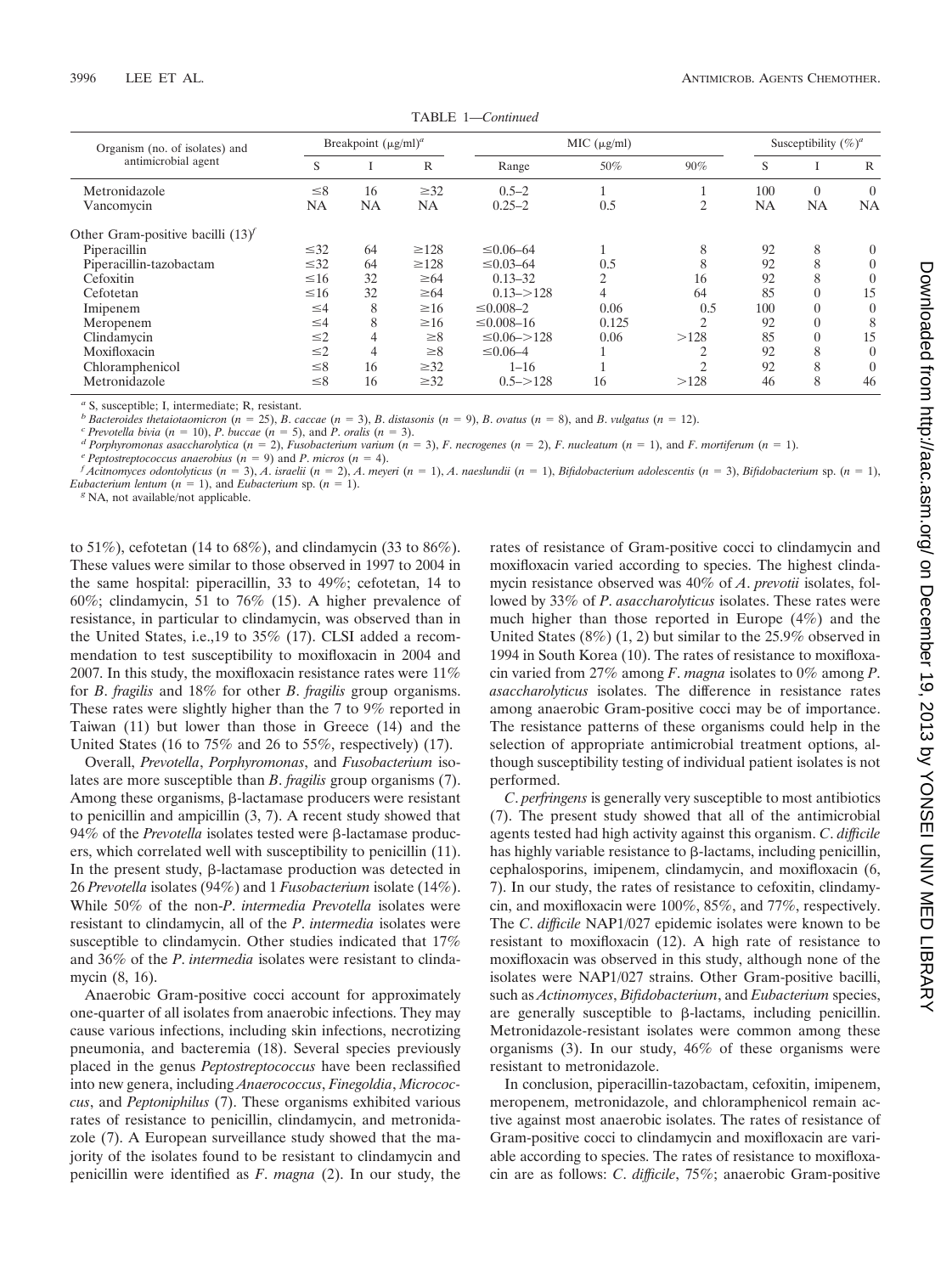TABLE 1—*Continued*

| Organism (no. of isolates) and antimicrobial agent | Breakpoint (μg/ml)[a] | | | MIC (μg/ml) | | | Susceptibility (%)[a] | | |
|---|---|---|---|---|---|---|---|---|---|
| | S | I | R | Range | 50% | 90% | S | I | R |
| Metronidazole | ≤8 | 16 | ≥32 | 0.5–2 | 1 | 1 | 100 | 0 | 0 |
| Vancomycin | NA | NA | NA | 0.25–2 | 0.5 | 2 | NA | NA | NA |
| Other Gram-positive bacilli (13)[f] | | | | | | | | | |
| Piperacillin | ≤32 | 64 | ≥128 | ≤0.06–64 | 1 | 8 | 92 | 8 | 0 |
| Piperacillin-tazobactam | ≤32 | 64 | ≥128 | ≤0.03–64 | 0.5 | 8 | 92 | 8 | 0 |
| Cefoxitin | ≤16 | 32 | ≥64 | 0.13–32 | 2 | 16 | 92 | 8 | 0 |
| Cefotetan | ≤16 | 32 | ≥64 | 0.13–>128 | 4 | 64 | 85 | 0 | 15 |
| Imipenem | ≤4 | 8 | ≥16 | ≤0.008–2 | 0.06 | 0.5 | 100 | 0 | 0 |
| Meropenem | ≤4 | 8 | ≥16 | ≤0.008–16 | 0.125 | 2 | 92 | 0 | 8 |
| Clindamycin | ≤2 | 4 | ≥8 | ≤0.06–>128 | 0.06 | >128 | 85 | 0 | 15 |
| Moxifloxacin | ≤2 | 4 | ≥8 | ≤0.06–4 | 1 | 2 | 92 | 8 | 0 |
| Chloramphenicol | ≤8 | 16 | ≥32 | 1–16 | 1 | 2 | 92 | 8 | 0 |
| Metronidazole | ≤8 | 16 | ≥32 | 0.5–>128 | 16 | >128 | 46 | 8 | 46 |

[a] S, susceptible; I, intermediate; R, resistant.
[b] *Bacteroides thetaiotaomicron* (n = 25), *B. caccae* (n = 3), *B. distasonis* (n = 9), *B. ovatus* (n = 8), and *B. vulgatus* (n = 12).
[c] *Prevotella bivia* (n = 10), *P. buccae* (n = 5), and *P. oralis* (n = 3).
[d] *Porphyromonas asaccharolytica* (n = 2), *Fusobacterium varium* (n = 3), *F. necrogenes* (n = 2), *F. nucleatum* (n = 1), and *F. mortiferum* (n = 1).
[e] *Peptostreptococcus anaerobius* (n = 9) and *P. micros* (n = 4).
[f] *Acitnomyces odontolyticus* (n = 3), *A. israelii* (n = 2), *A. meyeri* (n = 1), *A. naeslundii* (n = 1), *Bifidobacterium adolescentis* (n = 3), *Bifidobacterium* sp. (n = 1), *Eubacterium lentum* (n = 1), and *Eubacterium* sp. (n = 1).
[g] NA, not available/not applicable.

to 51%), cefotetan (14 to 68%), and clindamycin (33 to 86%). These values were similar to those observed in 1997 to 2004 in the same hospital: piperacillin, 33 to 49%; cefotetan, 14 to 60%; clindamycin, 51 to 76% (15). A higher prevalence of resistance, in particular to clindamycin, was observed than in the United States, i.e.,19 to 35% (17). CLSI added a recommendation to test susceptibility to moxifloxacin in 2004 and 2007. In this study, the moxifloxacin resistance rates were 11% for *B. fragilis* and 18% for other *B. fragilis* group organisms. These rates were slightly higher than the 7 to 9% reported in Taiwan (11) but lower than those in Greece (14) and the United States (16 to 75% and 26 to 55%, respectively) (17).

Overall, *Prevotella*, *Porphyromonas*, and *Fusobacterium* isolates are more susceptible than *B. fragilis* group organisms (7). Among these organisms, β-lactamase producers were resistant to penicillin and ampicillin (3, 7). A recent study showed that 94% of the *Prevotella* isolates tested were β-lactamase producers, which correlated well with susceptibility to penicillin (11). In the present study, β-lactamase production was detected in 26 *Prevotella* isolates (94%) and 1 *Fusobacterium* isolate (14%). While 50% of the non-*P. intermedia Prevotella* isolates were resistant to clindamycin, all of the *P. intermedia* isolates were susceptible to clindamycin. Other studies indicated that 17% and 36% of the *P. intermedia* isolates were resistant to clindamycin (8, 16).

Anaerobic Gram-positive cocci account for approximately one-quarter of all isolates from anaerobic infections. They may cause various infections, including skin infections, necrotizing pneumonia, and bacteremia (18). Several species previously placed in the genus *Peptostreptococcus* have been reclassified into new genera, including *Anaerococcus*, *Finegoldia*, *Micrococcus*, and *Peptoniphilus* (7). These organisms exhibited various rates of resistance to penicillin, clindamycin, and metronidazole (7). A European surveillance study showed that the majority of the isolates found to be resistant to clindamycin and penicillin were identified as *F. magna* (2). In our study, the rates of resistance of Gram-positive cocci to clindamycin and moxifloxacin varied according to species. The highest clindamycin resistance observed was 40% of *A. prevotii* isolates, followed by 33% of *P. asaccharolyticus* isolates. These rates were much higher than those reported in Europe (4%) and the United States (8%) (1, 2) but similar to the 25.9% observed in 1994 in South Korea (10). The rates of resistance to moxifloxacin varied from 27% among *F. magna* isolates to 0% among *P. asaccharolyticus* isolates. The difference in resistance rates among anaerobic Gram-positive cocci may be of importance. The resistance patterns of these organisms could help in the selection of appropriate antimicrobial treatment options, although susceptibility testing of individual patient isolates is not performed.

*C. perfringens* is generally very susceptible to most antibiotics (7). The present study showed that all of the antimicrobial agents tested had high activity against this organism. *C. difficile* has highly variable resistance to β-lactams, including penicillin, cephalosporins, imipenem, clindamycin, and moxifloxacin (6, 7). In our study, the rates of resistance to cefoxitin, clindamycin, and moxifloxacin were 100%, 85%, and 77%, respectively. The *C. difficile* NAP1/027 epidemic isolates were known to be resistant to moxifloxacin (12). A high rate of resistance to moxifloxacin was observed in this study, although none of the isolates were NAP1/027 strains. Other Gram-positive bacilli, such as *Actinomyces*, *Bifidobacterium*, and *Eubacterium* species, are generally susceptible to β-lactams, including penicillin. Metronidazole-resistant isolates were common among these organisms (3). In our study, 46% of these organisms were resistant to metronidazole.

In conclusion, piperacillin-tazobactam, cefoxitin, imipenem, meropenem, metronidazole, and chloramphenicol remain active against most anaerobic isolates. The rates of resistance of Gram-positive cocci to clindamycin and moxifloxacin are variable according to species. The rates of resistance to moxifloxacin are as follows: *C. difficile*, 75%; anaerobic Gram-positive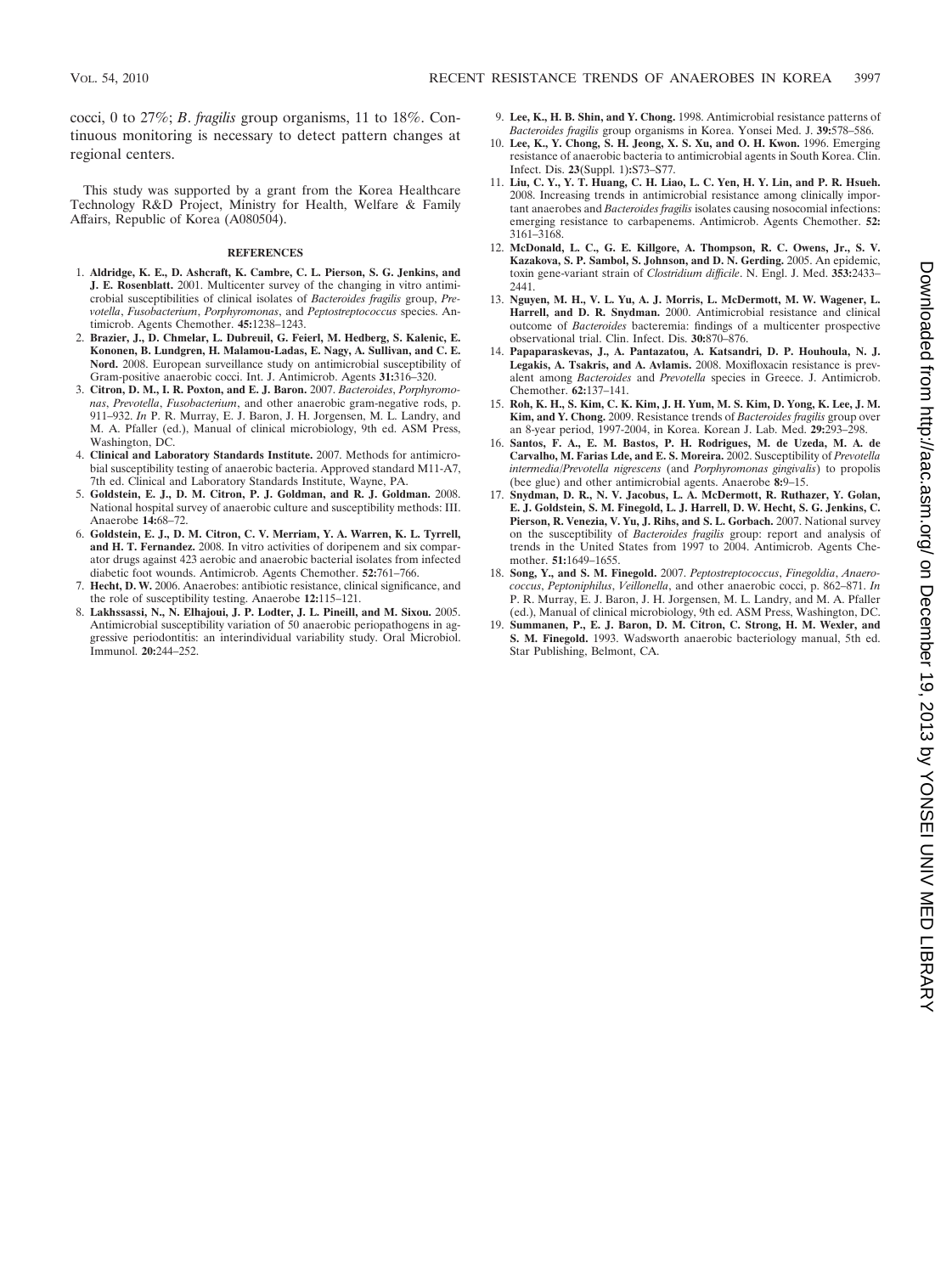cocci, 0 to 27%; *B. fragilis* group organisms, 11 to 18%. Continuous monitoring is necessary to detect pattern changes at regional centers.

This study was supported by a grant from the Korea Healthcare Technology R&D Project, Ministry for Health, Welfare & Family Affairs, Republic of Korea (A080504).

## REFERENCES

1. **Aldridge, K. E., D. Ashcraft, K. Cambre, C. L. Pierson, S. G. Jenkins, and J. E. Rosenblatt.** 2001. Multicenter survey of the changing in vitro antimicrobial susceptibilities of clinical isolates of *Bacteroides fragilis* group, *Prevotella*, *Fusobacterium*, *Porphyromonas*, and *Peptostreptococcus* species. Antimicrob. Agents Chemother. **45:**1238–1243.
2. **Brazier, J., D. Chmelar, L. Dubreuil, G. Feierl, M. Hedberg, S. Kalenic, E. Kononen, B. Lundgren, H. Malamou-Ladas, E. Nagy, A. Sullivan, and C. E. Nord.** 2008. European surveillance study on antimicrobial susceptibility of Gram-positive anaerobic cocci. Int. J. Antimicrob. Agents **31:**316–320.
3. **Citron, D. M., I. R. Poxton, and E. J. Baron.** 2007. *Bacteroides*, *Porphyromonas*, *Prevotella*, *Fusobacterium*, and other anaerobic gram-negative rods, p. 911–932. *In* P. R. Murray, E. J. Baron, J. H. Jorgensen, M. L. Landry, and M. A. Pfaller (ed.), Manual of clinical microbiology, 9th ed. ASM Press, Washington, DC.
4. **Clinical and Laboratory Standards Institute.** 2007. Methods for antimicrobial susceptibility testing of anaerobic bacteria. Approved standard M11-A7, 7th ed. Clinical and Laboratory Standards Institute, Wayne, PA.
5. **Goldstein, E. J., D. M. Citron, P. J. Goldman, and R. J. Goldman.** 2008. National hospital survey of anaerobic culture and susceptibility methods: III. Anaerobe **14:**68–72.
6. **Goldstein, E. J., D. M. Citron, C. V. Merriam, Y. A. Warren, K. L. Tyrrell, and H. T. Fernandez.** 2008. In vitro activities of doripenem and six comparator drugs against 423 aerobic and anaerobic bacterial isolates from infected diabetic foot wounds. Antimicrob. Agents Chemother. **52:**761–766.
7. **Hecht, D. W.** 2006. Anaerobes: antibiotic resistance, clinical significance, and the role of susceptibility testing. Anaerobe **12:**115–121.
8. **Lakhssassi, N., N. Elhajoui, J. P. Lodter, J. L. Pineill, and M. Sixou.** 2005. Antimicrobial susceptibility variation of 50 anaerobic periopathogens in aggressive periodontitis: an interindividual variability study. Oral Microbiol. Immunol. **20:**244–252.
9. **Lee, K., H. B. Shin, and Y. Chong.** 1998. Antimicrobial resistance patterns of *Bacteroides fragilis* group organisms in Korea. Yonsei Med. J. **39:**578–586.
10. **Lee, K., Y. Chong, S. H. Jeong, X. S. Xu, and O. H. Kwon.** 1996. Emerging resistance of anaerobic bacteria to antimicrobial agents in South Korea. Clin. Infect. Dis. **23**(Suppl. 1)**:**S73–S77.
11. **Liu, C. Y., Y. T. Huang, C. H. Liao, L. C. Yen, H. Y. Lin, and P. R. Hsueh.** 2008. Increasing trends in antimicrobial resistance among clinically important anaerobes and *Bacteroides fragilis* isolates causing nosocomial infections: emerging resistance to carbapenems. Antimicrob. Agents Chemother. **52:**3161–3168.
12. **McDonald, L. C., G. E. Killgore, A. Thompson, R. C. Owens, Jr., S. V. Kazakova, S. P. Sambol, S. Johnson, and D. N. Gerding.** 2005. An epidemic, toxin gene-variant strain of *Clostridium difficile*. N. Engl. J. Med. **353:**2433–2441.
13. **Nguyen, M. H., V. L. Yu, A. J. Morris, L. McDermott, M. W. Wagener, L. Harrell, and D. R. Snydman.** 2000. Antimicrobial resistance and clinical outcome of *Bacteroides* bacteremia: findings of a multicenter prospective observational trial. Clin. Infect. Dis. **30:**870–876.
14. **Papaparaskevas, J., A. Pantazatou, A. Katsandri, D. P. Houhoula, N. J. Legakis, A. Tsakris, and A. Avlamis.** 2008. Moxifloxacin resistance is prevalent among *Bacteroides* and *Prevotella* species in Greece. J. Antimicrob. Chemother. **62:**137–141.
15. **Roh, K. H., S. Kim, C. K. Kim, J. H. Yum, M. S. Kim, D. Yong, K. Lee, J. M. Kim, and Y. Chong.** 2009. Resistance trends of *Bacteroides fragilis* group over an 8-year period, 1997-2004, in Korea. Korean J. Lab. Med. **29:**293–298.
16. **Santos, F. A., E. M. Bastos, P. H. Rodrigues, M. de Uzeda, M. A. de Carvalho, M. Farias Lde, and E. S. Moreira.** 2002. Susceptibility of *Prevotella intermedia*/*Prevotella nigrescens* (and *Porphyromonas gingivalis*) to propolis (bee glue) and other antimicrobial agents. Anaerobe **8:**9–15.
17. **Snydman, D. R., N. V. Jacobus, L. A. McDermott, R. Ruthazer, Y. Golan, E. J. Goldstein, S. M. Finegold, L. J. Harrell, D. W. Hecht, S. G. Jenkins, C. Pierson, R. Venezia, V. Yu, J. Rihs, and S. L. Gorbach.** 2007. National survey on the susceptibility of *Bacteroides fragilis* group: report and analysis of trends in the United States from 1997 to 2004. Antimicrob. Agents Chemother. **51:**1649–1655.
18. **Song, Y., and S. M. Finegold.** 2007. *Peptostreptococcus*, *Finegoldia*, *Anaerococcus*, *Peptoniphilus*, *Veillonella*, and other anaerobic cocci, p. 862–871. *In* P. R. Murray, E. J. Baron, J. H. Jorgensen, M. L. Landry, and M. A. Pfaller (ed.), Manual of clinical microbiology, 9th ed. ASM Press, Washington, DC.
19. **Summanen, P., E. J. Baron, D. M. Citron, C. Strong, H. M. Wexler, and S. M. Finegold.** 1993. Wadsworth anaerobic bacteriology manual, 5th ed. Star Publishing, Belmont, CA.